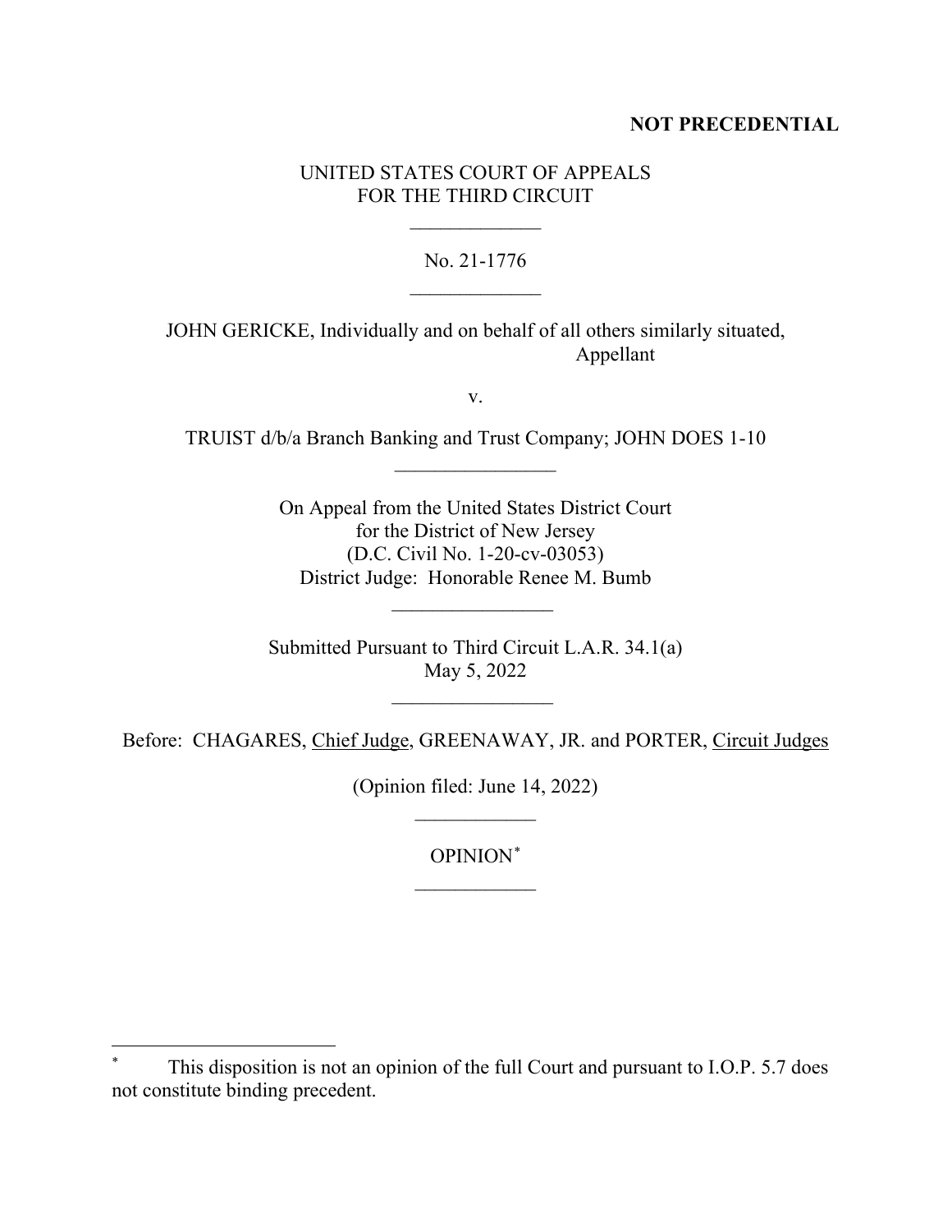**NOT PRECEDENTIAL**

UNITED STATES COURT OF APPEALS
FOR THE THIRD CIRCUIT

\_\_\_\_\_\_\_\_\_\_\_\_\_

No. 21-1776

\_\_\_\_\_\_\_\_\_\_\_\_\_

JOHN GERICKE, Individually and on behalf of all others similarly situated,
Appellant

v.

TRUIST d/b/a Branch Banking and Trust Company; JOHN DOES 1-10

\_\_\_\_\_\_\_\_\_\_\_\_\_\_\_\_

On Appeal from the United States District Court
for the District of New Jersey
(D.C. Civil No. 1-20-cv-03053)
District Judge: Honorable Renee M. Bumb

\_\_\_\_\_\_\_\_\_\_\_\_\_\_\_\_

Submitted Pursuant to Third Circuit L.A.R. 34.1(a)
May 5, 2022

\_\_\_\_\_\_\_\_\_\_\_\_\_\_\_\_

Before: CHAGARES, Chief Judge, GREENAWAY, JR. and PORTER, Circuit Judges

(Opinion filed: June 14, 2022)

\_\_\_\_\_\_\_\_\_\_\_\_

OPINION[*]

\_\_\_\_\_\_\_\_\_\_\_\_

---

[*] This disposition is not an opinion of the full Court and pursuant to I.O.P. 5.7 does not constitute binding precedent.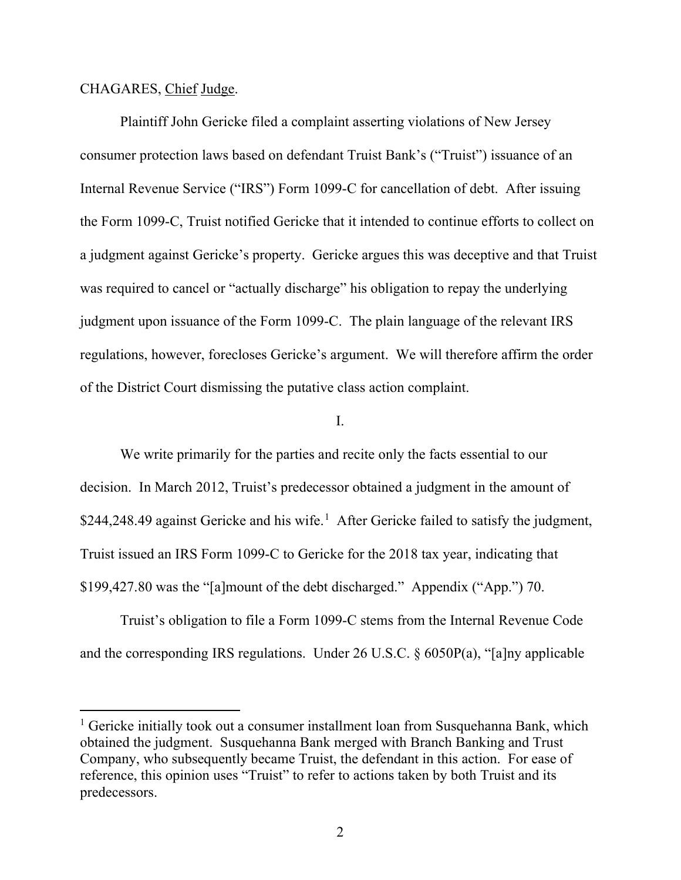CHAGARES, Chief Judge.

Plaintiff John Gericke filed a complaint asserting violations of New Jersey consumer protection laws based on defendant Truist Bank's ("Truist") issuance of an Internal Revenue Service ("IRS") Form 1099-C for cancellation of debt. After issuing the Form 1099-C, Truist notified Gericke that it intended to continue efforts to collect on a judgment against Gericke's property. Gericke argues this was deceptive and that Truist was required to cancel or "actually discharge" his obligation to repay the underlying judgment upon issuance of the Form 1099-C. The plain language of the relevant IRS regulations, however, forecloses Gericke's argument. We will therefore affirm the order of the District Court dismissing the putative class action complaint.

I.

We write primarily for the parties and recite only the facts essential to our decision. In March 2012, Truist's predecessor obtained a judgment in the amount of $244,248.49 against Gericke and his wife.[1] After Gericke failed to satisfy the judgment, Truist issued an IRS Form 1099-C to Gericke for the 2018 tax year, indicating that $199,427.80 was the "[a]mount of the debt discharged." Appendix ("App.") 70.

Truist's obligation to file a Form 1099-C stems from the Internal Revenue Code and the corresponding IRS regulations. Under 26 U.S.C. § 6050P(a), "[a]ny applicable

[1] Gericke initially took out a consumer installment loan from Susquehanna Bank, which obtained the judgment. Susquehanna Bank merged with Branch Banking and Trust Company, who subsequently became Truist, the defendant in this action. For ease of reference, this opinion uses "Truist" to refer to actions taken by both Truist and its predecessors.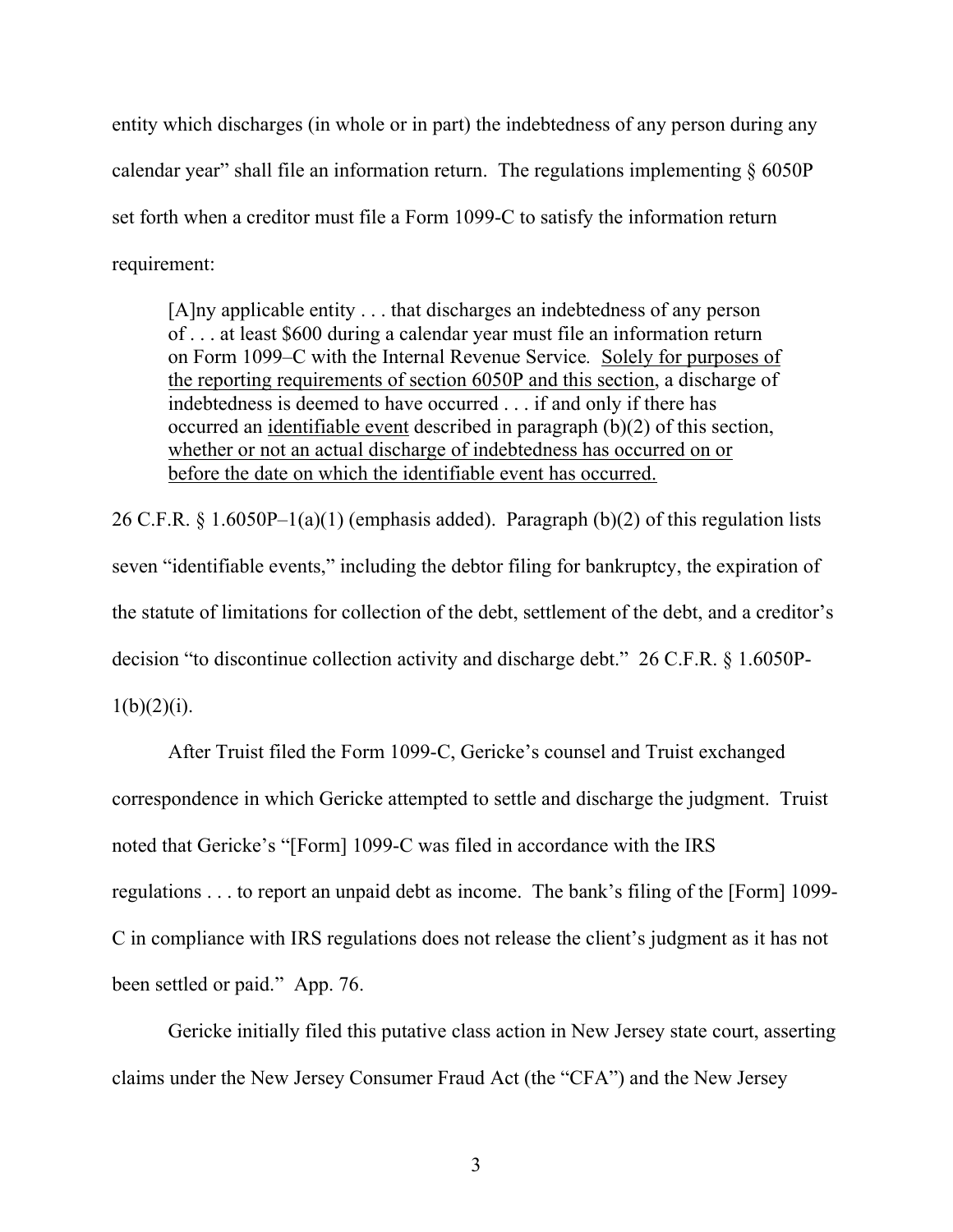entity which discharges (in whole or in part) the indebtedness of any person during any calendar year" shall file an information return. The regulations implementing § 6050P set forth when a creditor must file a Form 1099-C to satisfy the information return requirement:

> [A]ny applicable entity . . . that discharges an indebtedness of any person of . . . at least $600 during a calendar year must file an information return on Form 1099–C with the Internal Revenue Service. <u>Solely for purposes of the reporting requirements of section 6050P and this section</u>, a discharge of indebtedness is deemed to have occurred . . . if and only if there has occurred an <u>identifiable event</u> described in paragraph (b)(2) of this section, <u>whether or not an actual discharge of indebtedness has occurred on or before the date on which the identifiable event has occurred.</u>

26 C.F.R. § 1.6050P–1(a)(1) (emphasis added). Paragraph (b)(2) of this regulation lists seven "identifiable events," including the debtor filing for bankruptcy, the expiration of the statute of limitations for collection of the debt, settlement of the debt, and a creditor's decision "to discontinue collection activity and discharge debt." 26 C.F.R. § 1.6050P-1(b)(2)(i).

After Truist filed the Form 1099-C, Gericke's counsel and Truist exchanged correspondence in which Gericke attempted to settle and discharge the judgment. Truist noted that Gericke's "[Form] 1099-C was filed in accordance with the IRS regulations . . . to report an unpaid debt as income. The bank's filing of the [Form] 1099-C in compliance with IRS regulations does not release the client's judgment as it has not been settled or paid." App. 76.

Gericke initially filed this putative class action in New Jersey state court, asserting claims under the New Jersey Consumer Fraud Act (the "CFA") and the New Jersey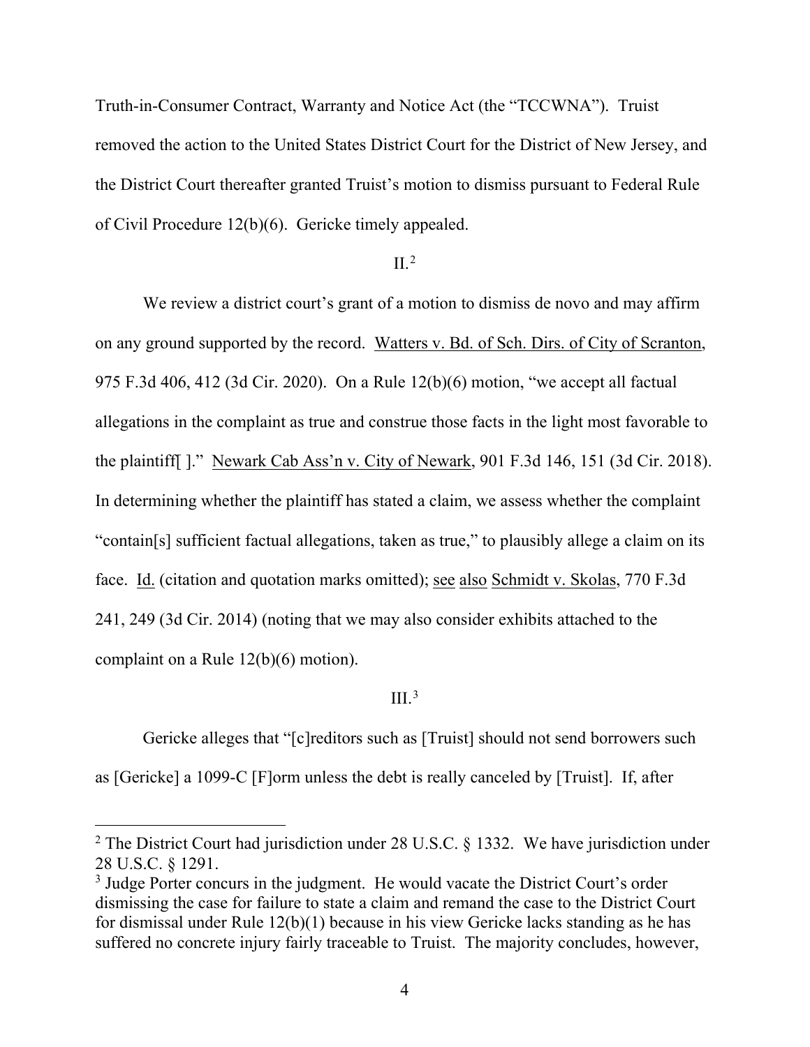Truth-in-Consumer Contract, Warranty and Notice Act (the "TCCWNA"). Truist removed the action to the United States District Court for the District of New Jersey, and the District Court thereafter granted Truist's motion to dismiss pursuant to Federal Rule of Civil Procedure 12(b)(6). Gericke timely appealed.

## II.[2]

We review a district court's grant of a motion to dismiss de novo and may affirm on any ground supported by the record. Watters v. Bd. of Sch. Dirs. of City of Scranton, 975 F.3d 406, 412 (3d Cir. 2020). On a Rule 12(b)(6) motion, "we accept all factual allegations in the complaint as true and construe those facts in the light most favorable to the plaintiff[ ]." Newark Cab Ass'n v. City of Newark, 901 F.3d 146, 151 (3d Cir. 2018). In determining whether the plaintiff has stated a claim, we assess whether the complaint "contain[s] sufficient factual allegations, taken as true," to plausibly allege a claim on its face. Id. (citation and quotation marks omitted); see also Schmidt v. Skolas, 770 F.3d 241, 249 (3d Cir. 2014) (noting that we may also consider exhibits attached to the complaint on a Rule 12(b)(6) motion).

## III.[3]

Gericke alleges that "[c]reditors such as [Truist] should not send borrowers such as [Gericke] a 1099-C [F]orm unless the debt is really canceled by [Truist]. If, after

---

[2] The District Court had jurisdiction under 28 U.S.C. § 1332. We have jurisdiction under 28 U.S.C. § 1291.

[3] Judge Porter concurs in the judgment. He would vacate the District Court's order dismissing the case for failure to state a claim and remand the case to the District Court for dismissal under Rule 12(b)(1) because in his view Gericke lacks standing as he has suffered no concrete injury fairly traceable to Truist. The majority concludes, however,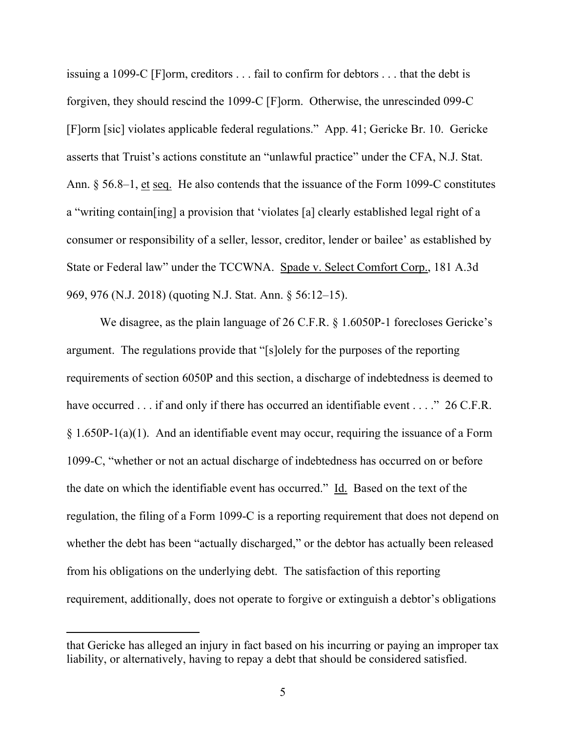issuing a 1099-C [F]orm, creditors . . . fail to confirm for debtors . . . that the debt is forgiven, they should rescind the 1099-C [F]orm. Otherwise, the unrescinded 099-C [F]orm [sic] violates applicable federal regulations." App. 41; Gericke Br. 10. Gericke asserts that Truist's actions constitute an "unlawful practice" under the CFA, N.J. Stat. Ann. § 56.8–1, et seq. He also contends that the issuance of the Form 1099-C constitutes a "writing contain[ing] a provision that 'violates [a] clearly established legal right of a consumer or responsibility of a seller, lessor, creditor, lender or bailee' as established by State or Federal law" under the TCCWNA. Spade v. Select Comfort Corp., 181 A.3d 969, 976 (N.J. 2018) (quoting N.J. Stat. Ann. § 56:12–15).

We disagree, as the plain language of 26 C.F.R. § 1.6050P-1 forecloses Gericke's argument. The regulations provide that "[s]olely for the purposes of the reporting requirements of section 6050P and this section, a discharge of indebtedness is deemed to have occurred . . . if and only if there has occurred an identifiable event . . . ." 26 C.F.R. § 1.650P-1(a)(1). And an identifiable event may occur, requiring the issuance of a Form 1099-C, "whether or not an actual discharge of indebtedness has occurred on or before the date on which the identifiable event has occurred." Id. Based on the text of the regulation, the filing of a Form 1099-C is a reporting requirement that does not depend on whether the debt has been "actually discharged," or the debtor has actually been released from his obligations on the underlying debt. The satisfaction of this reporting requirement, additionally, does not operate to forgive or extinguish a debtor's obligations

---

that Gericke has alleged an injury in fact based on his incurring or paying an improper tax liability, or alternatively, having to repay a debt that should be considered satisfied.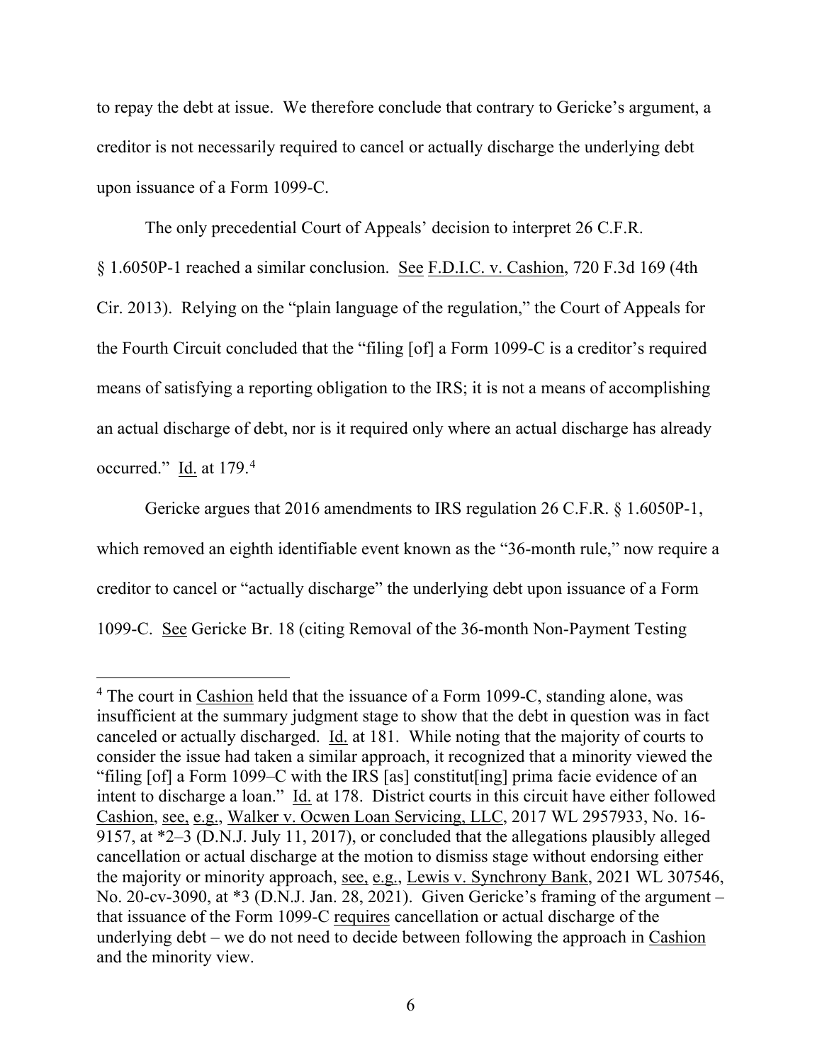to repay the debt at issue. We therefore conclude that contrary to Gericke's argument, a creditor is not necessarily required to cancel or actually discharge the underlying debt upon issuance of a Form 1099-C.

The only precedential Court of Appeals' decision to interpret 26 C.F.R. § 1.6050P-1 reached a similar conclusion. See F.D.I.C. v. Cashion, 720 F.3d 169 (4th Cir. 2013). Relying on the "plain language of the regulation," the Court of Appeals for the Fourth Circuit concluded that the "filing [of] a Form 1099-C is a creditor's required means of satisfying a reporting obligation to the IRS; it is not a means of accomplishing an actual discharge of debt, nor is it required only where an actual discharge has already occurred." Id. at 179.[4]

Gericke argues that 2016 amendments to IRS regulation 26 C.F.R. § 1.6050P-1, which removed an eighth identifiable event known as the "36-month rule," now require a creditor to cancel or "actually discharge" the underlying debt upon issuance of a Form 1099-C. See Gericke Br. 18 (citing Removal of the 36-month Non-Payment Testing

---

[4] The court in Cashion held that the issuance of a Form 1099-C, standing alone, was insufficient at the summary judgment stage to show that the debt in question was in fact canceled or actually discharged. Id. at 181. While noting that the majority of courts to consider the issue had taken a similar approach, it recognized that a minority viewed the "filing [of] a Form 1099–C with the IRS [as] constitut[ing] prima facie evidence of an intent to discharge a loan." Id. at 178. District courts in this circuit have either followed Cashion, see, e.g., Walker v. Ocwen Loan Servicing, LLC, 2017 WL 2957933, No. 16-9157, at *2–3 (D.N.J. July 11, 2017), or concluded that the allegations plausibly alleged cancellation or actual discharge at the motion to dismiss stage without endorsing either the majority or minority approach, see, e.g., Lewis v. Synchrony Bank, 2021 WL 307546, No. 20-cv-3090, at *3 (D.N.J. Jan. 28, 2021). Given Gericke's framing of the argument – that issuance of the Form 1099-C requires cancellation or actual discharge of the underlying debt – we do not need to decide between following the approach in Cashion and the minority view.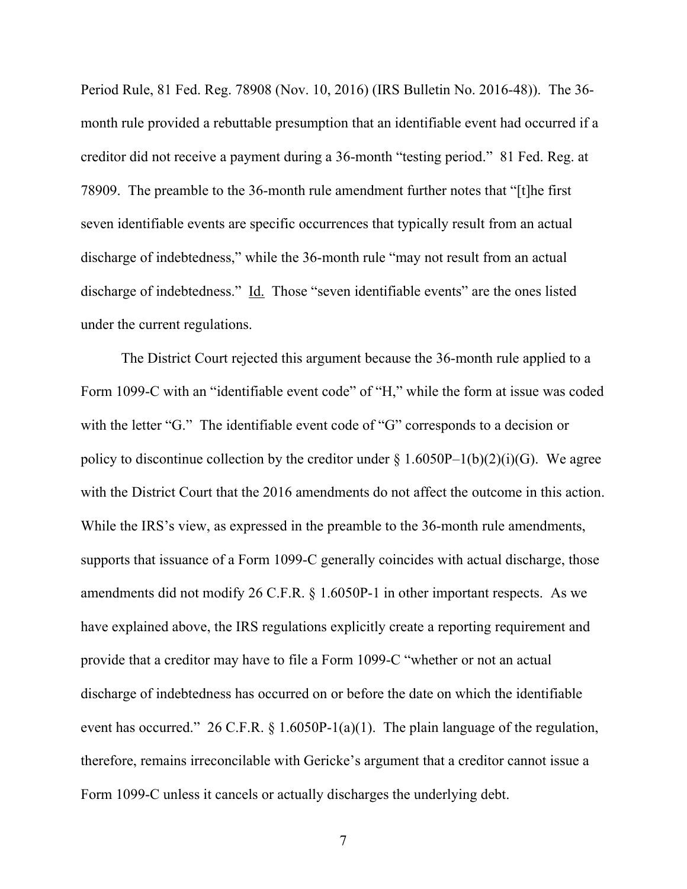Period Rule, 81 Fed. Reg. 78908 (Nov. 10, 2016) (IRS Bulletin No. 2016-48)). The 36-month rule provided a rebuttable presumption that an identifiable event had occurred if a creditor did not receive a payment during a 36-month "testing period." 81 Fed. Reg. at 78909. The preamble to the 36-month rule amendment further notes that "[t]he first seven identifiable events are specific occurrences that typically result from an actual discharge of indebtedness," while the 36-month rule "may not result from an actual discharge of indebtedness." Id. Those "seven identifiable events" are the ones listed under the current regulations.

The District Court rejected this argument because the 36-month rule applied to a Form 1099-C with an "identifiable event code" of "H," while the form at issue was coded with the letter "G." The identifiable event code of "G" corresponds to a decision or policy to discontinue collection by the creditor under § 1.6050P–1(b)(2)(i)(G). We agree with the District Court that the 2016 amendments do not affect the outcome in this action. While the IRS's view, as expressed in the preamble to the 36-month rule amendments, supports that issuance of a Form 1099-C generally coincides with actual discharge, those amendments did not modify 26 C.F.R. § 1.6050P-1 in other important respects. As we have explained above, the IRS regulations explicitly create a reporting requirement and provide that a creditor may have to file a Form 1099-C "whether or not an actual discharge of indebtedness has occurred on or before the date on which the identifiable event has occurred." 26 C.F.R. § 1.6050P-1(a)(1). The plain language of the regulation, therefore, remains irreconcilable with Gericke's argument that a creditor cannot issue a Form 1099-C unless it cancels or actually discharges the underlying debt.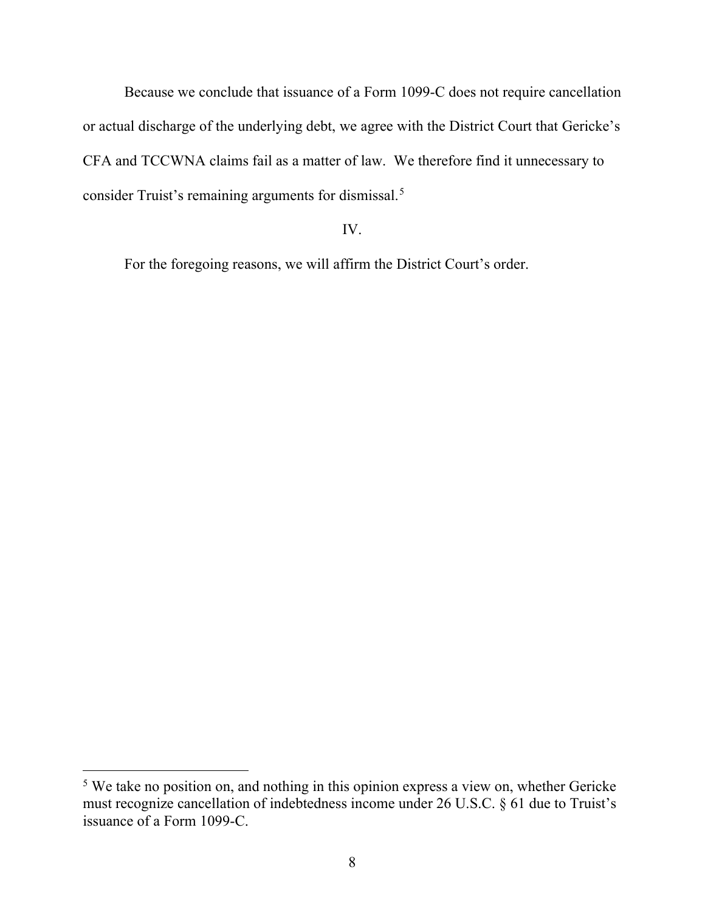Because we conclude that issuance of a Form 1099-C does not require cancellation or actual discharge of the underlying debt, we agree with the District Court that Gericke's CFA and TCCWNA claims fail as a matter of law. We therefore find it unnecessary to consider Truist's remaining arguments for dismissal.[5]

IV.

For the foregoing reasons, we will affirm the District Court's order.

---

[5] We take no position on, and nothing in this opinion express a view on, whether Gericke must recognize cancellation of indebtedness income under 26 U.S.C. § 61 due to Truist's issuance of a Form 1099-C.